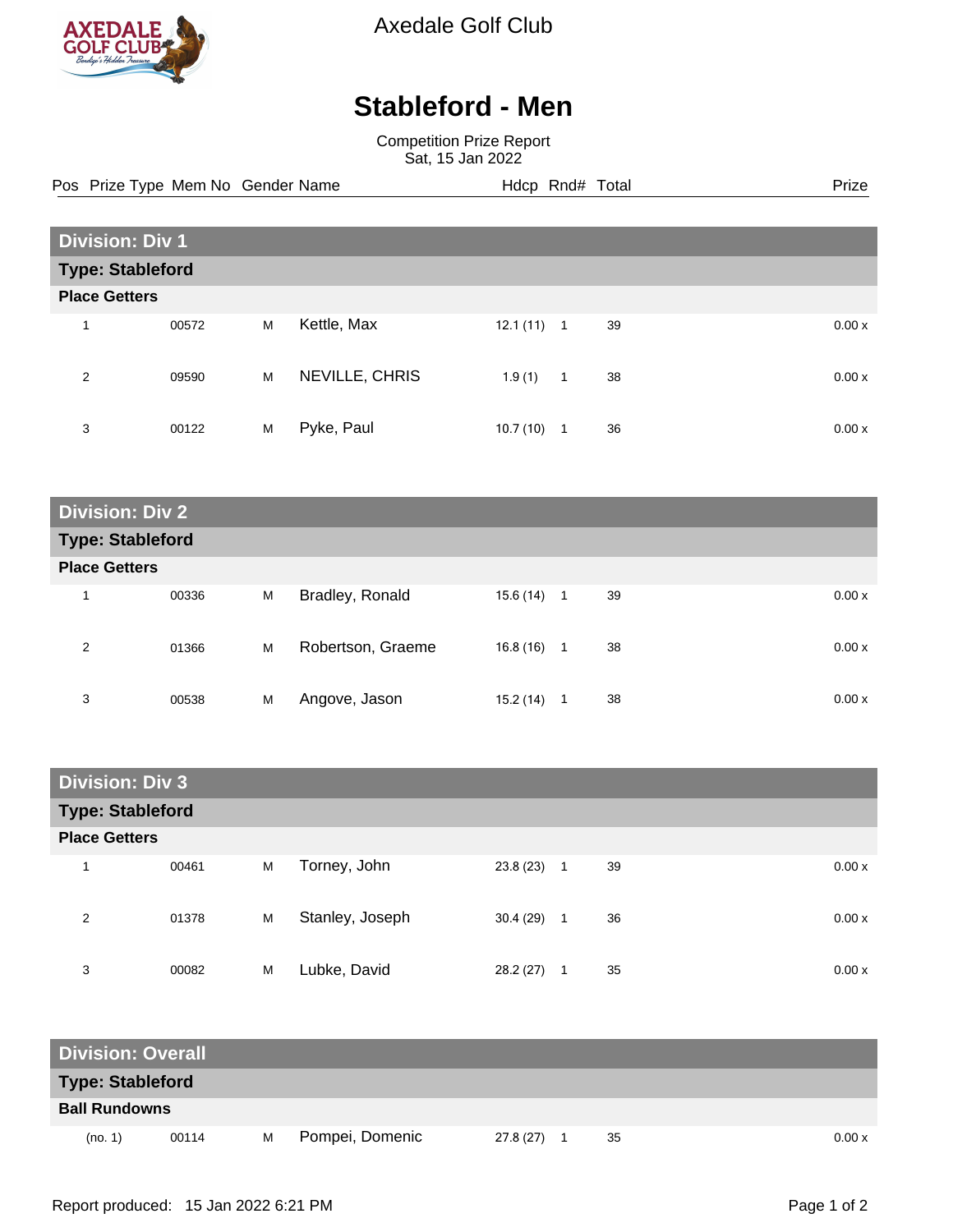Axedale Golf Club

# Stableford - Men

Competition Prize Report
Sat, 15 Jan 2022

| Pos | Prize Type | Mem No | Gender | Name | Hdcp | Rnd# | Total | Prize |
|---|---|---|---|---|---|---|---|---|
| **Division: Div 1** | | | | | | | | |
| **Type: Stableford** | | | | | | | | |
| **Place Getters** | | | | | | | | |
| 1 | | 00572 | M | Kettle, Max | 12.1 (11) | 1 | 39 | 0.00 x |
| 2 | | 09590 | M | NEVILLE, CHRIS | 1.9 (1) | 1 | 38 | 0.00 x |
| 3 | | 00122 | M | Pyke, Paul | 10.7 (10) | 1 | 36 | 0.00 x |
| **Division: Div 2** | | | | | | | | |
| **Type: Stableford** | | | | | | | | |
| **Place Getters** | | | | | | | | |
| 1 | | 00336 | M | Bradley, Ronald | 15.6 (14) | 1 | 39 | 0.00 x |
| 2 | | 01366 | M | Robertson, Graeme | 16.8 (16) | 1 | 38 | 0.00 x |
| 3 | | 00538 | M | Angove, Jason | 15.2 (14) | 1 | 38 | 0.00 x |
| **Division: Div 3** | | | | | | | | |
| **Type: Stableford** | | | | | | | | |
| **Place Getters** | | | | | | | | |
| 1 | | 00461 | M | Torney, John | 23.8 (23) | 1 | 39 | 0.00 x |
| 2 | | 01378 | M | Stanley, Joseph | 30.4 (29) | 1 | 36 | 0.00 x |
| 3 | | 00082 | M | Lubke, David | 28.2 (27) | 1 | 35 | 0.00 x |
| **Division: Overall** | | | | | | | | |
| **Type: Stableford** | | | | | | | | |
| **Ball Rundowns** | | | | | | | | |
| (no. 1) | | 00114 | M | Pompei, Domenic | 27.8 (27) | 1 | 35 | 0.00 x |

Report produced: 15 Jan 2022 6:21 PM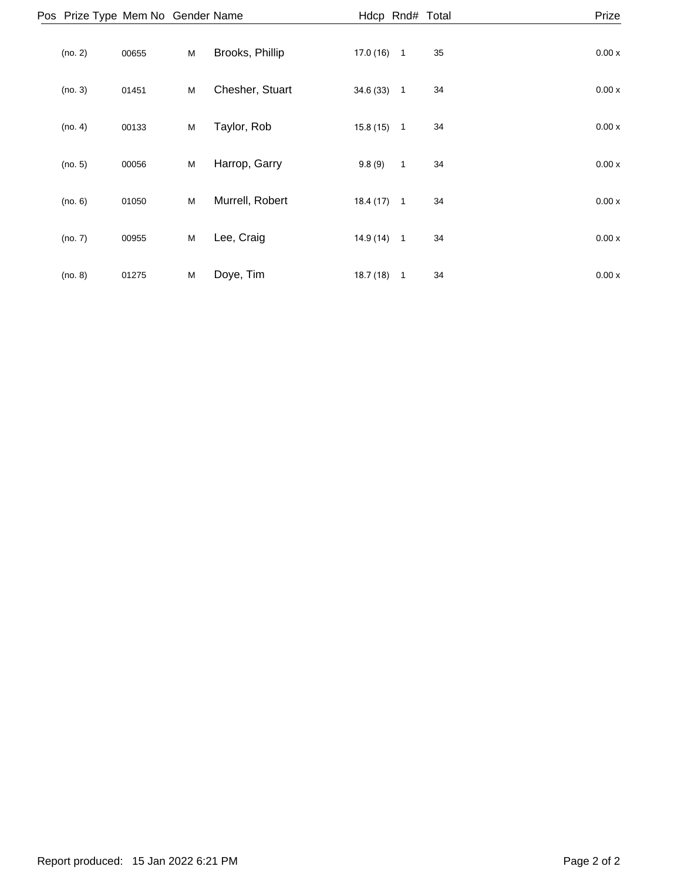| Pos | Prize Type | Mem No | Gender | Name | Hdcp | Rnd# | Total | Prize |
|---|---|---|---|---|---|---|---|---|
| | (no. 2) | 00655 | M | Brooks, Phillip | 17.0 (16) | 1 | 35 | 0.00 x |
| | (no. 3) | 01451 | M | Chesher, Stuart | 34.6 (33) | 1 | 34 | 0.00 x |
| | (no. 4) | 00133 | M | Taylor, Rob | 15.8 (15) | 1 | 34 | 0.00 x |
| | (no. 5) | 00056 | M | Harrop, Garry | 9.8 (9) | 1 | 34 | 0.00 x |
| | (no. 6) | 01050 | M | Murrell, Robert | 18.4 (17) | 1 | 34 | 0.00 x |
| | (no. 7) | 00955 | M | Lee, Craig | 14.9 (14) | 1 | 34 | 0.00 x |
| | (no. 8) | 01275 | M | Doye, Tim | 18.7 (18) | 1 | 34 | 0.00 x |

Report produced: 15 Jan 2022 6:21 PM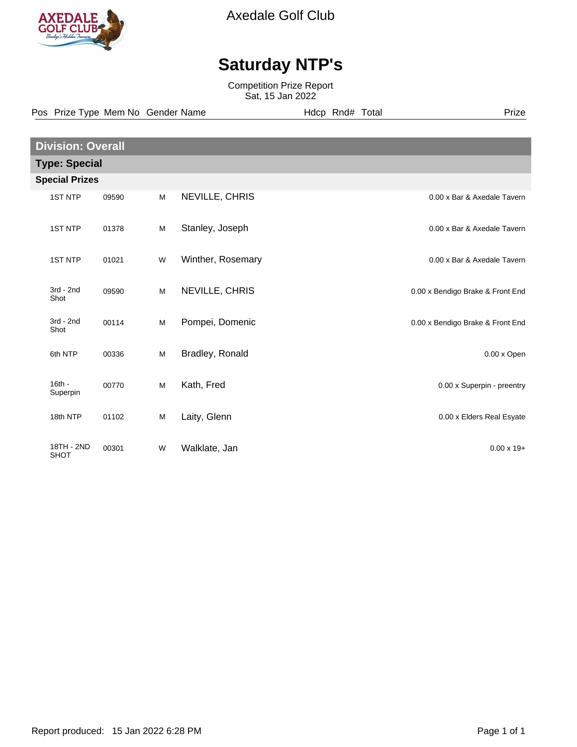Axedale Golf Club

# Saturday NTP's

Competition Prize Report
Sat, 15 Jan 2022

## Division: Overall

### Type: Special

#### Special Prizes

| Pos | Prize Type | Mem No | Gender | Name | Hdcp | Rnd# | Total | Prize |
|---|---|---|---|---|---|---|---|---|
| | 1ST NTP | 09590 | M | NEVILLE, CHRIS | | | | 0.00 x Bar & Axedale Tavern |
| | 1ST NTP | 01378 | M | Stanley, Joseph | | | | 0.00 x Bar & Axedale Tavern |
| | 1ST NTP | 01021 | W | Winther, Rosemary | | | | 0.00 x Bar & Axedale Tavern |
| | 3rd - 2nd Shot | 09590 | M | NEVILLE, CHRIS | | | | 0.00 x Bendigo Brake & Front End |
| | 3rd - 2nd Shot | 00114 | M | Pompei, Domenic | | | | 0.00 x Bendigo Brake & Front End |
| | 6th NTP | 00336 | M | Bradley, Ronald | | | | 0.00 x Open |
| | 16th - Superpin | 00770 | M | Kath, Fred | | | | 0.00 x Superpin - preentry |
| | 18th NTP | 01102 | M | Laity, Glenn | | | | 0.00 x Elders Real Esyate |
| | 18TH - 2ND SHOT | 00301 | W | Walklate, Jan | | | | 0.00 x 19+ |

Report produced: 15 Jan 2022 6:28 PM